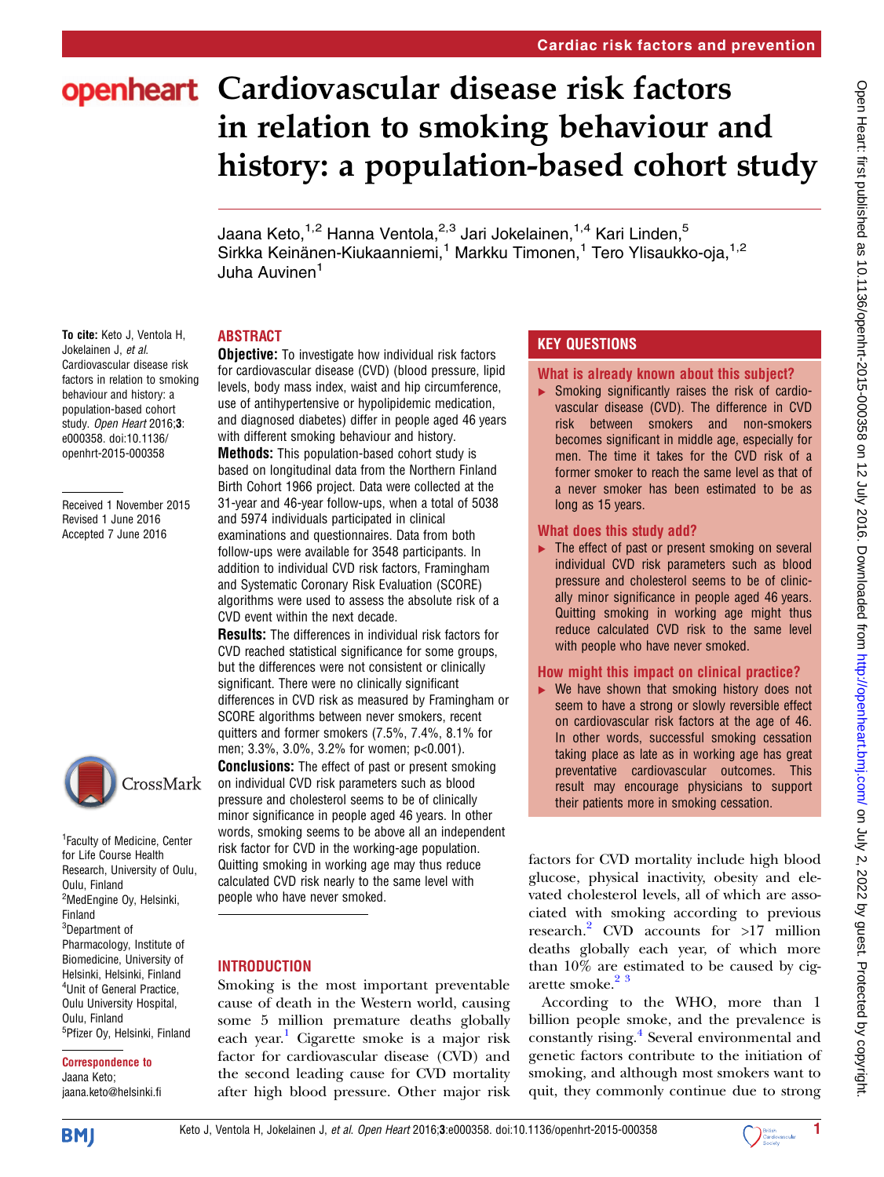# Cardiovascular disease risk factors in relation to smoking behaviour and history: a population-based cohort study

Jaana Keto,[1,2] Hanna Ventola,[2,3] Jari Jokelainen,[1,4] Kari Linden,[5] Sirkka Keinänen-Kiukaanniemi,[1] Markku Timonen,[1] Tero Ylisaukko-oja,[1,2] Juha Auvinen[1]

**To cite:** Keto J, Ventola H, Jokelainen J, *et al*. Cardiovascular disease risk factors in relation to smoking behaviour and history: a population-based cohort study. *Open Heart* 2016;**3**: e000358. doi:10.1136/openhrt-2015-000358

Received 1 November 2015
Revised 1 June 2016
Accepted 7 June 2016

[1]Faculty of Medicine, Center for Life Course Health Research, University of Oulu, Oulu, Finland
[2]MedEngine Oy, Helsinki, Finland
[3]Department of Pharmacology, Institute of Biomedicine, University of Helsinki, Helsinki, Finland
[4]Unit of General Practice, Oulu University Hospital, Oulu, Finland
[5]Pfizer Oy, Helsinki, Finland

**Correspondence to**
Jaana Keto;
jaana.keto@helsinki.fi

## ABSTRACT

**Objective:** To investigate how individual risk factors for cardiovascular disease (CVD) (blood pressure, lipid levels, body mass index, waist and hip circumference, use of antihypertensive or hypolipidemic medication, and diagnosed diabetes) differ in people aged 46 years with different smoking behaviour and history.

**Methods:** This population-based cohort study is based on longitudinal data from the Northern Finland Birth Cohort 1966 project. Data were collected at the 31-year and 46-year follow-ups, when a total of 5038 and 5974 individuals participated in clinical examinations and questionnaires. Data from both follow-ups were available for 3548 participants. In addition to individual CVD risk factors, Framingham and Systematic Coronary Risk Evaluation (SCORE) algorithms were used to assess the absolute risk of a CVD event within the next decade.

**Results:** The differences in individual risk factors for CVD reached statistical significance for some groups, but the differences were not consistent or clinically significant. There were no clinically significant differences in CVD risk as measured by Framingham or SCORE algorithms between never smokers, recent quitters and former smokers (7.5%, 7.4%, 8.1% for men; 3.3%, 3.0%, 3.2% for women; p<0.001).

**Conclusions:** The effect of past or present smoking on individual CVD risk parameters such as blood pressure and cholesterol seems to be of clinically minor significance in people aged 46 years. In other words, smoking seems to be above all an independent risk factor for CVD in the working-age population. Quitting smoking in working age may thus reduce calculated CVD risk nearly to the same level with people who have never smoked.

## KEY QUESTIONS

### What is already known about this subject?

- Smoking significantly raises the risk of cardiovascular disease (CVD). The difference in CVD risk between smokers and non-smokers becomes significant in middle age, especially for men. The time it takes for the CVD risk of a former smoker to reach the same level as that of a never smoker has been estimated to be as long as 15 years.

### What does this study add?

- The effect of past or present smoking on several individual CVD risk parameters such as blood pressure and cholesterol seems to be of clinically minor significance in people aged 46 years. Quitting smoking in working age might thus reduce calculated CVD risk to the same level with people who have never smoked.

### How might this impact on clinical practice?

- We have shown that smoking history does not seem to have a strong or slowly reversible effect on cardiovascular risk factors at the age of 46. In other words, successful smoking cessation taking place as late as in working age has great preventative cardiovascular outcomes. This result may encourage physicians to support their patients more in smoking cessation.

## INTRODUCTION

Smoking is the most important preventable cause of death in the Western world, causing some 5 million premature deaths globally each year.[1] Cigarette smoke is a major risk factor for cardiovascular disease (CVD) and the second leading cause for CVD mortality after high blood pressure. Other major risk factors for CVD mortality include high blood glucose, physical inactivity, obesity and elevated cholesterol levels, all of which are associated with smoking according to previous research.[2] CVD accounts for >17 million deaths globally each year, of which more than 10% are estimated to be caused by cigarette smoke.[2,3]

According to the WHO, more than 1 billion people smoke, and the prevalence is constantly rising.[4] Several environmental and genetic factors contribute to the initiation of smoking, and although most smokers want to quit, they commonly continue due to strong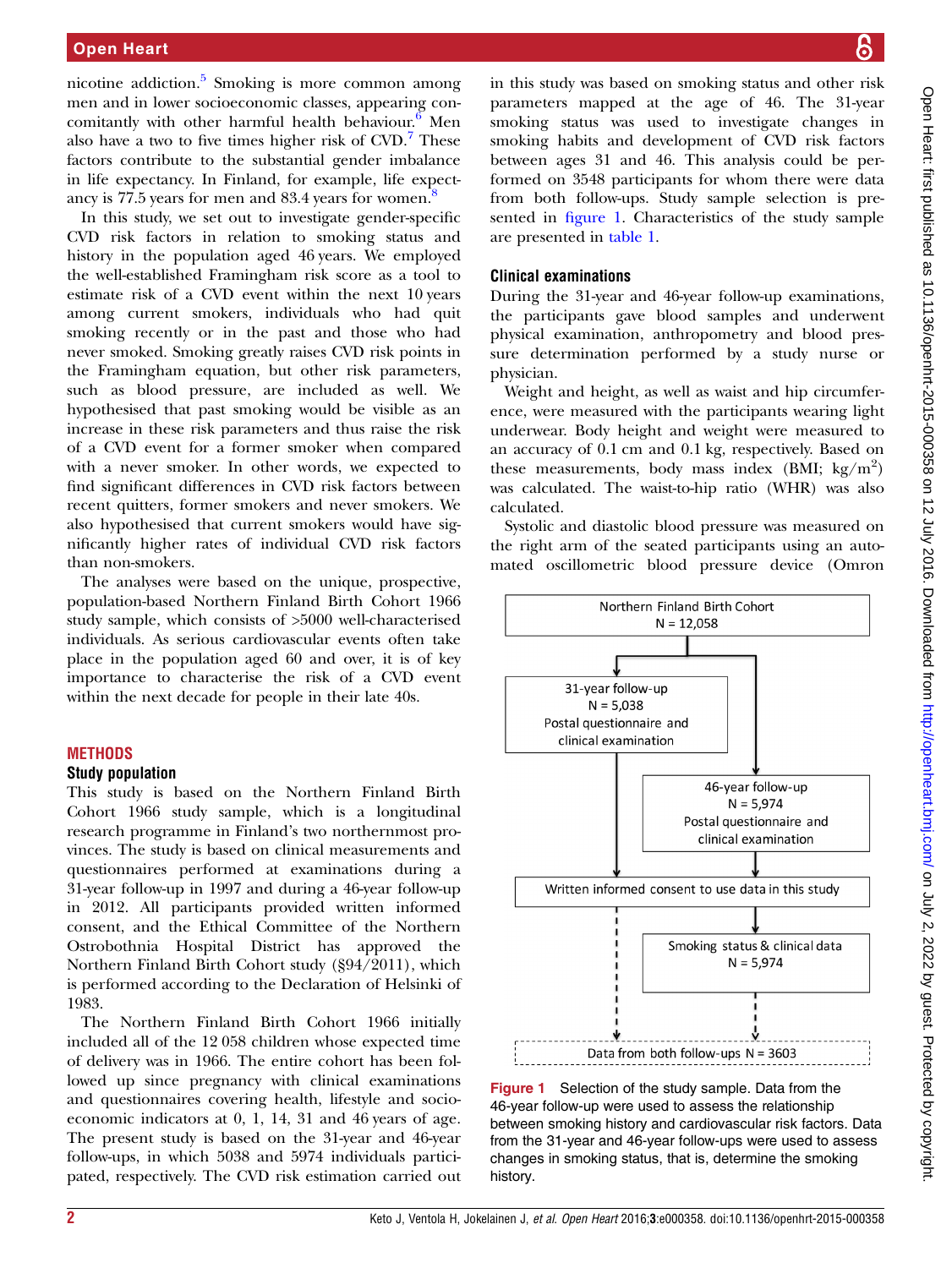nicotine addiction.[5] Smoking is more common among men and in lower socioeconomic classes, appearing concomitantly with other harmful health behaviour.[6] Men also have a two to five times higher risk of CVD.[7] These factors contribute to the substantial gender imbalance in life expectancy. In Finland, for example, life expectancy is 77.5 years for men and 83.4 years for women.[8]

In this study, we set out to investigate gender-specific CVD risk factors in relation to smoking status and history in the population aged 46 years. We employed the well-established Framingham risk score as a tool to estimate risk of a CVD event within the next 10 years among current smokers, individuals who had quit smoking recently or in the past and those who had never smoked. Smoking greatly raises CVD risk points in the Framingham equation, but other risk parameters, such as blood pressure, are included as well. We hypothesised that past smoking would be visible as an increase in these risk parameters and thus raise the risk of a CVD event for a former smoker when compared with a never smoker. In other words, we expected to find significant differences in CVD risk factors between recent quitters, former smokers and never smokers. We also hypothesised that current smokers would have significantly higher rates of individual CVD risk factors than non-smokers.

The analyses were based on the unique, prospective, population-based Northern Finland Birth Cohort 1966 study sample, which consists of >5000 well-characterised individuals. As serious cardiovascular events often take place in the population aged 60 and over, it is of key importance to characterise the risk of a CVD event within the next decade for people in their late 40s.

## METHODS

### Study population

This study is based on the Northern Finland Birth Cohort 1966 study sample, which is a longitudinal research programme in Finland's two northernmost provinces. The study is based on clinical measurements and questionnaires performed at examinations during a 31-year follow-up in 1997 and during a 46-year follow-up in 2012. All participants provided written informed consent, and the Ethical Committee of the Northern Ostrobothnia Hospital District has approved the Northern Finland Birth Cohort study (§94/2011), which is performed according to the Declaration of Helsinki of 1983.

The Northern Finland Birth Cohort 1966 initially included all of the 12 058 children whose expected time of delivery was in 1966. The entire cohort has been followed up since pregnancy with clinical examinations and questionnaires covering health, lifestyle and socioeconomic indicators at 0, 1, 14, 31 and 46 years of age. The present study is based on the 31-year and 46-year follow-ups, in which 5038 and 5974 individuals participated, respectively. The CVD risk estimation carried out in this study was based on smoking status and other risk parameters mapped at the age of 46. The 31-year smoking status was used to investigate changes in smoking habits and development of CVD risk factors between ages 31 and 46. This analysis could be performed on 3548 participants for whom there were data from both follow-ups. Study sample selection is presented in figure 1. Characteristics of the study sample are presented in table 1.

### Clinical examinations

During the 31-year and 46-year follow-up examinations, the participants gave blood samples and underwent physical examination, anthropometry and blood pressure determination performed by a study nurse or physician.

Weight and height, as well as waist and hip circumference, were measured with the participants wearing light underwear. Body height and weight were measured to an accuracy of 0.1 cm and 0.1 kg, respectively. Based on these measurements, body mass index (BMI; kg/m$^2$) was calculated. The waist-to-hip ratio (WHR) was also calculated.

Systolic and diastolic blood pressure was measured on the right arm of the seated participants using an automated oscillometric blood pressure device (Omron

Northern Finland Birth Cohort N = 12,058

31-year follow-up N = 5,038 Postal questionnaire and clinical examination

46-year follow-up N = 5,974 Postal questionnaire and clinical examination

Written informed consent to use data in this study

Smoking status & clinical data N = 5,974

Data from both follow-ups N = 3603

**Figure 1** Selection of the study sample. Data from the 46-year follow-up were used to assess the relationship between smoking history and cardiovascular risk factors. Data from the 31-year and 46-year follow-ups were used to assess changes in smoking status, that is, determine the smoking history.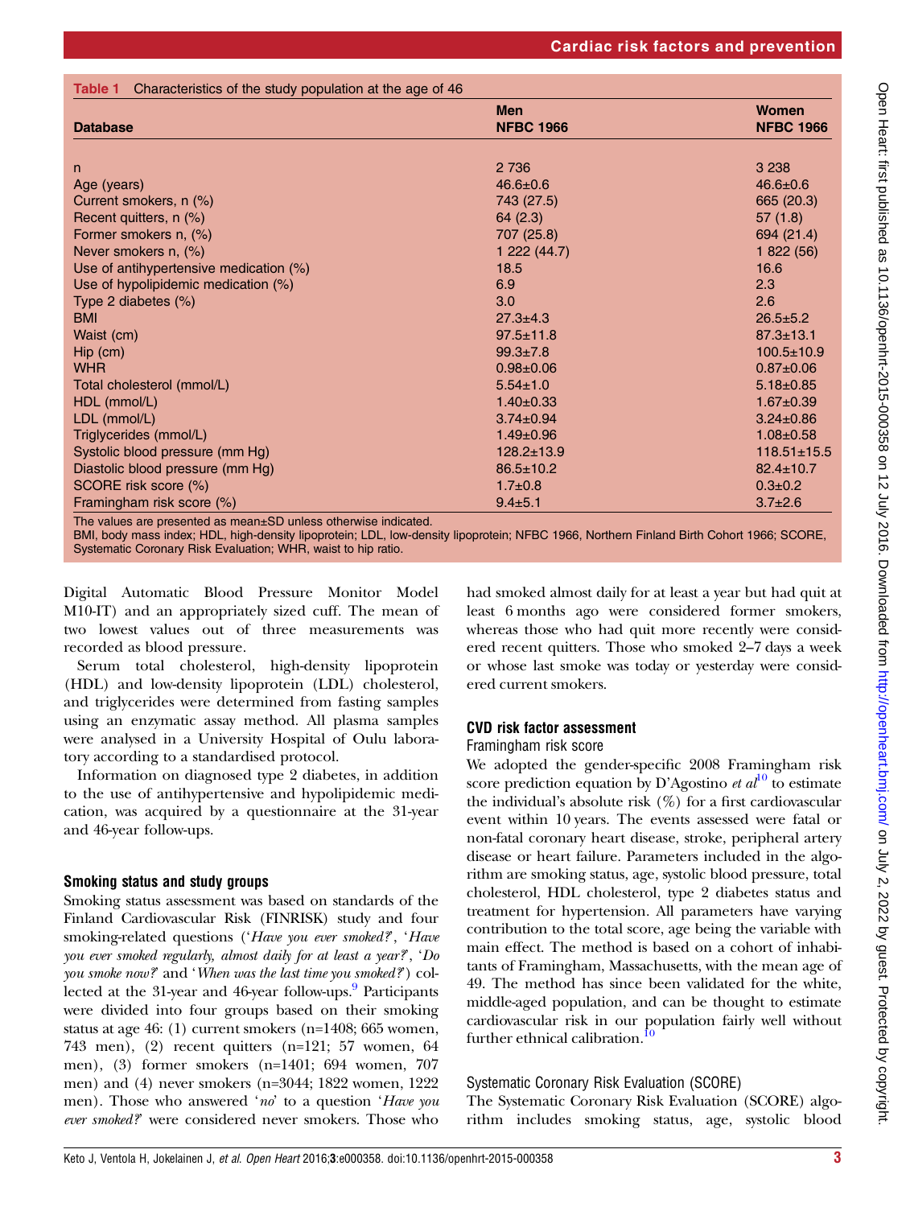**Table 1** Characteristics of the study population at the age of 46

| Database | Men NFBC 1966 | Women NFBC 1966 |
|---|---|---|
| n | 2 736 | 3 238 |
| Age (years) | 46.6±0.6 | 46.6±0.6 |
| Current smokers, n (%) | 743 (27.5) | 665 (20.3) |
| Recent quitters, n (%) | 64 (2.3) | 57 (1.8) |
| Former smokers n, (%) | 707 (25.8) | 694 (21.4) |
| Never smokers n, (%) | 1 222 (44.7) | 1 822 (56) |
| Use of antihypertensive medication (%) | 18.5 | 16.6 |
| Use of hypolipidemic medication (%) | 6.9 | 2.3 |
| Type 2 diabetes (%) | 3.0 | 2.6 |
| BMI | 27.3±4.3 | 26.5±5.2 |
| Waist (cm) | 97.5±11.8 | 87.3±13.1 |
| Hip (cm) | 99.3±7.8 | 100.5±10.9 |
| WHR | 0.98±0.06 | 0.87±0.06 |
| Total cholesterol (mmol/L) | 5.54±1.0 | 5.18±0.85 |
| HDL (mmol/L) | 1.40±0.33 | 1.67±0.39 |
| LDL (mmol/L) | 3.74±0.94 | 3.24±0.86 |
| Triglycerides (mmol/L) | 1.49±0.96 | 1.08±0.58 |
| Systolic blood pressure (mm Hg) | 128.2±13.9 | 118.51±15.5 |
| Diastolic blood pressure (mm Hg) | 86.5±10.2 | 82.4±10.7 |
| SCORE risk score (%) | 1.7±0.8 | 0.3±0.2 |
| Framingham risk score (%) | 9.4±5.1 | 3.7±2.6 |

The values are presented as mean±SD unless otherwise indicated.
BMI, body mass index; HDL, high-density lipoprotein; LDL, low-density lipoprotein; NFBC 1966, Northern Finland Birth Cohort 1966; SCORE, Systematic Coronary Risk Evaluation; WHR, waist to hip ratio.

Digital Automatic Blood Pressure Monitor Model M10-IT) and an appropriately sized cuff. The mean of two lowest values out of three measurements was recorded as blood pressure.

Serum total cholesterol, high-density lipoprotein (HDL) and low-density lipoprotein (LDL) cholesterol, and triglycerides were determined from fasting samples using an enzymatic assay method. All plasma samples were analysed in a University Hospital of Oulu laboratory according to a standardised protocol.

Information on diagnosed type 2 diabetes, in addition to the use of antihypertensive and hypolipidemic medication, was acquired by a questionnaire at the 31-year and 46-year follow-ups.

### Smoking status and study groups

Smoking status assessment was based on standards of the Finland Cardiovascular Risk (FINRISK) study and four smoking-related questions ('*Have you ever smoked?*', '*Have you ever smoked regularly, almost daily for at least a year?*', '*Do you smoke now?*' and '*When was the last time you smoked?*') collected at the 31-year and 46-year follow-ups.[9] Participants were divided into four groups based on their smoking status at age 46: (1) current smokers (n=1408; 665 women, 743 men), (2) recent quitters (n=121; 57 women, 64 men), (3) former smokers (n=1401; 694 women, 707 men) and (4) never smokers (n=3044; 1822 women, 1222 men). Those who answered '*no*' to a question '*Have you ever smoked?*' were considered never smokers. Those who had smoked almost daily for at least a year but had quit at least 6 months ago were considered former smokers, whereas those who had quit more recently were considered recent quitters. Those who smoked 2–7 days a week or whose last smoke was today or yesterday were considered current smokers.

### CVD risk factor assessment

#### Framingham risk score

We adopted the gender-specific 2008 Framingham risk score prediction equation by D'Agostino *et al*[10] to estimate the individual's absolute risk (%) for a first cardiovascular event within 10 years. The events assessed were fatal or non-fatal coronary heart disease, stroke, peripheral artery disease or heart failure. Parameters included in the algorithm are smoking status, age, systolic blood pressure, total cholesterol, HDL cholesterol, type 2 diabetes status and treatment for hypertension. All parameters have varying contribution to the total score, age being the variable with main effect. The method is based on a cohort of inhabitants of Framingham, Massachusetts, with the mean age of 49. The method has since been validated for the white, middle-aged population, and can be thought to estimate cardiovascular risk in our population fairly well without further ethnical calibration.[10]

#### Systematic Coronary Risk Evaluation (SCORE)

The Systematic Coronary Risk Evaluation (SCORE) algorithm includes smoking status, age, systolic blood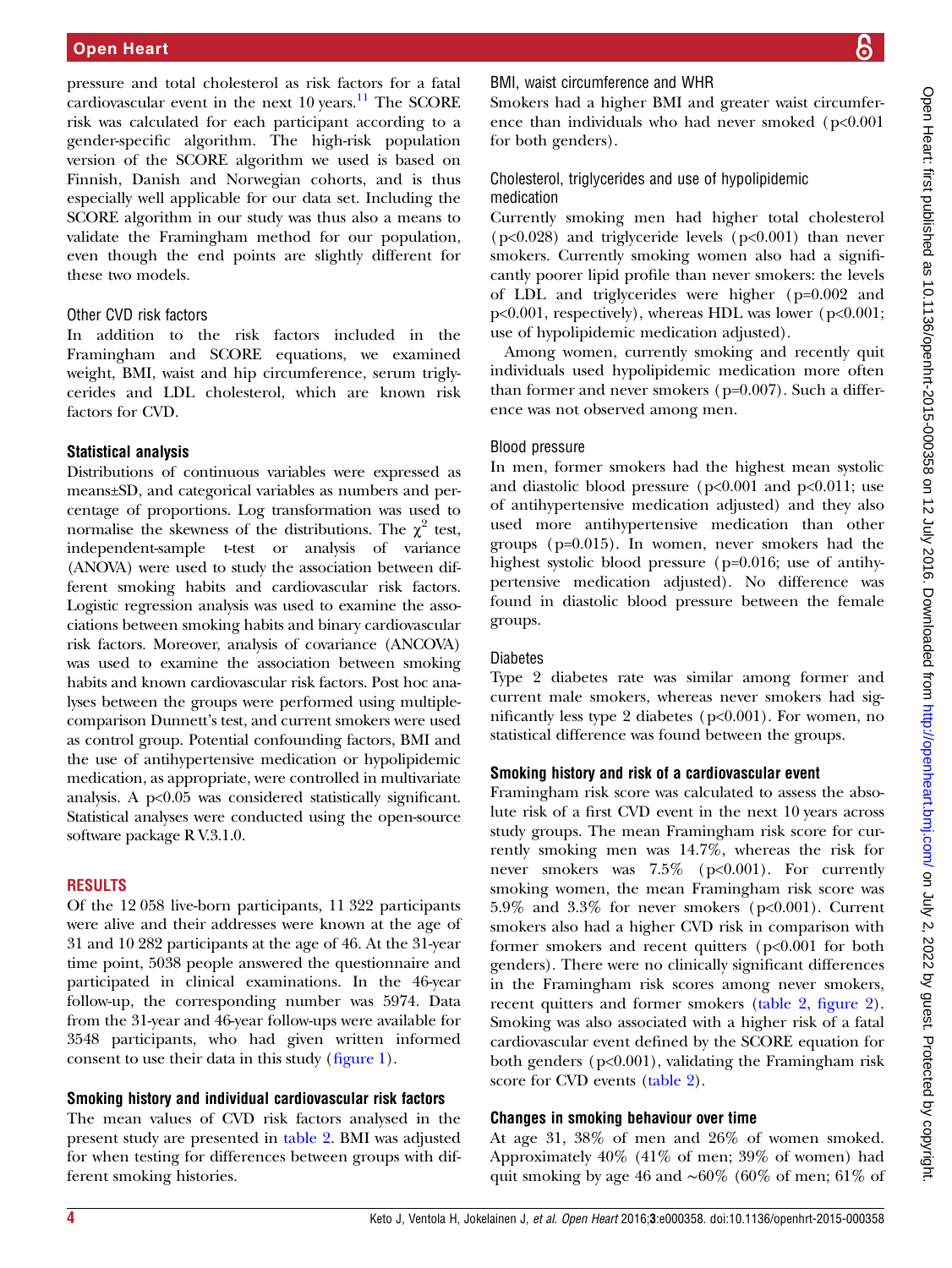pressure and total cholesterol as risk factors for a fatal cardiovascular event in the next 10 years.[11] The SCORE risk was calculated for each participant according to a gender-specific algorithm. The high-risk population version of the SCORE algorithm we used is based on Finnish, Danish and Norwegian cohorts, and is thus especially well applicable for our data set. Including the SCORE algorithm in our study was thus also a means to validate the Framingham method for our population, even though the end points are slightly different for these two models.

### Other CVD risk factors

In addition to the risk factors included in the Framingham and SCORE equations, we examined weight, BMI, waist and hip circumference, serum triglycerides and LDL cholesterol, which are known risk factors for CVD.

### Statistical analysis

Distributions of continuous variables were expressed as means±SD, and categorical variables as numbers and percentage of proportions. Log transformation was used to normalise the skewness of the distributions. The $\chi^2$ test, independent-sample t-test or analysis of variance (ANOVA) were used to study the association between different smoking habits and cardiovascular risk factors. Logistic regression analysis was used to examine the associations between smoking habits and binary cardiovascular risk factors. Moreover, analysis of covariance (ANCOVA) was used to examine the association between smoking habits and known cardiovascular risk factors. Post hoc analyses between the groups were performed using multiple-comparison Dunnett's test, and current smokers were used as control group. Potential confounding factors, BMI and the use of antihypertensive medication or hypolipidemic medication, as appropriate, were controlled in multivariate analysis. A $p<0.05$ was considered statistically significant. Statistical analyses were conducted using the open-source software package R V.3.1.0.

## RESULTS

Of the 12 058 live-born participants, 11 322 participants were alive and their addresses were known at the age of 31 and 10 282 participants at the age of 46. At the 31-year time point, 5038 people answered the questionnaire and participated in clinical examinations. In the 46-year follow-up, the corresponding number was 5974. Data from the 31-year and 46-year follow-ups were available for 3548 participants, who had given written informed consent to use their data in this study (figure 1).

### Smoking history and individual cardiovascular risk factors

The mean values of CVD risk factors analysed in the present study are presented in table 2. BMI was adjusted for when testing for differences between groups with different smoking histories.

### BMI, waist circumference and WHR

Smokers had a higher BMI and greater waist circumference than individuals who had never smoked ($p<0.001$ for both genders).

### Cholesterol, triglycerides and use of hypolipidemic medication

Currently smoking men had higher total cholesterol ($p<0.028$) and triglyceride levels ($p<0.001$) than never smokers. Currently smoking women also had a significantly poorer lipid profile than never smokers: the levels of LDL and triglycerides were higher ($p=0.002$ and $p<0.001$, respectively), whereas HDL was lower ($p<0.001$; use of hypolipidemic medication adjusted).

Among women, currently smoking and recently quit individuals used hypolipidemic medication more often than former and never smokers ($p=0.007$). Such a difference was not observed among men.

### Blood pressure

In men, former smokers had the highest mean systolic and diastolic blood pressure ($p<0.001$ and $p<0.011$; use of antihypertensive medication adjusted) and they also used more antihypertensive medication than other groups ($p=0.015$). In women, never smokers had the highest systolic blood pressure ($p=0.016$; use of antihypertensive medication adjusted). No difference was found in diastolic blood pressure between the female groups.

### Diabetes

Type 2 diabetes rate was similar among former and current male smokers, whereas never smokers had significantly less type 2 diabetes ($p<0.001$). For women, no statistical difference was found between the groups.

### Smoking history and risk of a cardiovascular event

Framingham risk score was calculated to assess the absolute risk of a first CVD event in the next 10 years across study groups. The mean Framingham risk score for currently smoking men was 14.7%, whereas the risk for never smokers was 7.5% ($p<0.001$). For currently smoking women, the mean Framingham risk score was 5.9% and 3.3% for never smokers ($p<0.001$). Current smokers also had a higher CVD risk in comparison with former smokers and recent quitters ($p<0.001$ for both genders). There were no clinically significant differences in the Framingham risk scores among never smokers, recent quitters and former smokers (table 2, figure 2). Smoking was also associated with a higher risk of a fatal cardiovascular event defined by the SCORE equation for both genders ($p<0.001$), validating the Framingham risk score for CVD events (table 2).

### Changes in smoking behaviour over time

At age 31, 38% of men and 26% of women smoked. Approximately 40% (41% of men; 39% of women) had quit smoking by age 46 and ~60% (60% of men; 61% of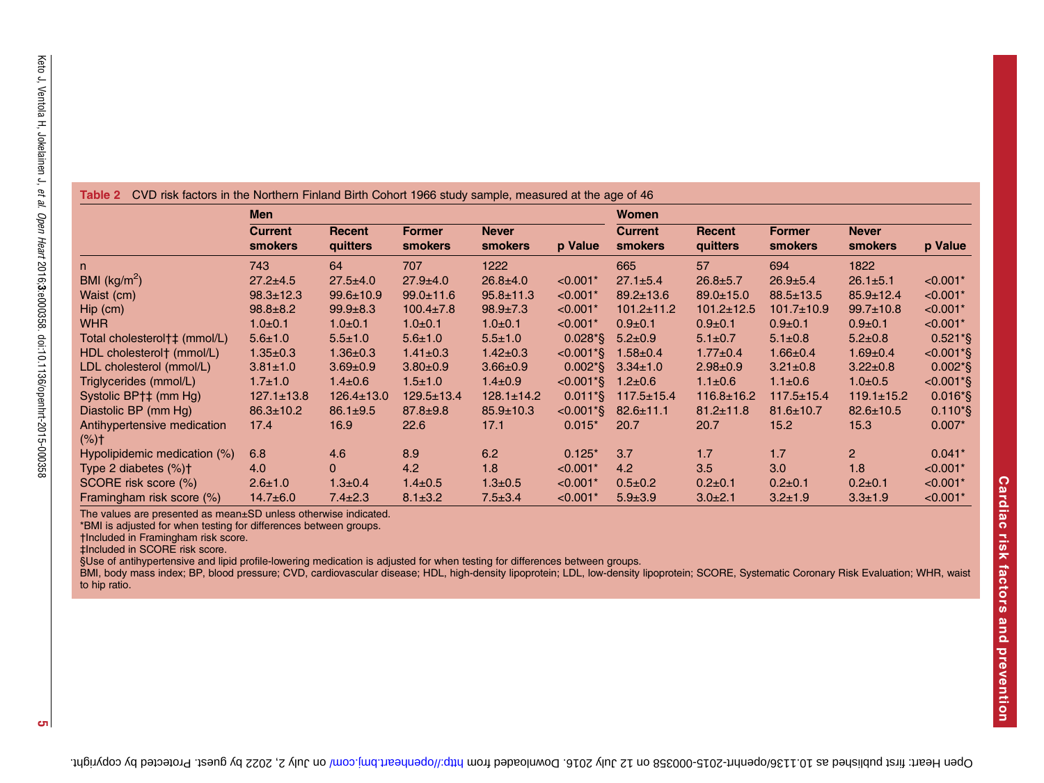**Table 2** CVD risk factors in the Northern Finland Birth Cohort 1966 study sample, measured at the age of 46

| | Men | | | | | Women | | | | |
|---|---|---|---|---|---|---|---|---|---|---|
| | Current smokers | Recent quitters | Former smokers | Never smokers | p Value | Current smokers | Recent quitters | Former smokers | Never smokers | p Value |
| n | 743 | 64 | 707 | 1222 | | 665 | 57 | 694 | 1822 | |
| BMI (kg/m$^2$) | 27.2±4.5 | 27.5±4.0 | 27.9±4.0 | 26.8±4.0 | <0.001* | 27.1±5.4 | 26.8±5.7 | 26.9±5.4 | 26.1±5.1 | <0.001* |
| Waist (cm) | 98.3±12.3 | 99.6±10.9 | 99.0±11.6 | 95.8±11.3 | <0.001* | 89.2±13.6 | 89.0±15.0 | 88.5±13.5 | 85.9±12.4 | <0.001* |
| Hip (cm) | 98.8±8.2 | 99.9±8.3 | 100.4±7.8 | 98.9±7.3 | <0.001* | 101.2±11.2 | 101.2±12.5 | 101.7±10.9 | 99.7±10.8 | <0.001* |
| WHR | 1.0±0.1 | 1.0±0.1 | 1.0±0.1 | 1.0±0.1 | <0.001* | 0.9±0.1 | 0.9±0.1 | 0.9±0.1 | 0.9±0.1 | <0.001* |
| Total cholesterol†‡ (mmol/L) | 5.6±1.0 | 5.5±1.0 | 5.6±1.0 | 5.5±1.0 | 0.028*§ | 5.2±0.9 | 5.1±0.7 | 5.1±0.8 | 5.2±0.8 | 0.521*§ |
| HDL cholesterol† (mmol/L) | 1.35±0.3 | 1.36±0.3 | 1.41±0.3 | 1.42±0.3 | <0.001*§ | 1.58±0.4 | 1.77±0.4 | 1.66±0.4 | 1.69±0.4 | <0.001*§ |
| LDL cholesterol (mmol/L) | 3.81±1.0 | 3.69±0.9 | 3.80±0.9 | 3.66±0.9 | 0.002*§ | 3.34±1.0 | 2.98±0.9 | 3.21±0.8 | 3.22±0.8 | 0.002*§ |
| Triglycerides (mmol/L) | 1.7±1.0 | 1.4±0.6 | 1.5±1.0 | 1.4±0.9 | <0.001*§ | 1.2±0.6 | 1.1±0.6 | 1.1±0.6 | 1.0±0.5 | <0.001*§ |
| Systolic BP†‡ (mm Hg) | 127.1±13.8 | 126.4±13.0 | 129.5±13.4 | 128.1±14.2 | 0.011*§ | 117.5±15.4 | 116.8±16.2 | 117.5±15.4 | 119.1±15.2 | 0.016*§ |
| Diastolic BP (mm Hg) | 86.3±10.2 | 86.1±9.5 | 87.8±9.8 | 85.9±10.3 | <0.001*§ | 82.6±11.1 | 81.2±11.8 | 81.6±10.7 | 82.6±10.5 | 0.110*§ |
| Antihypertensive medication (%)† | 17.4 | 16.9 | 22.6 | 17.1 | 0.015* | 20.7 | 20.7 | 15.2 | 15.3 | 0.007* |
| Hypolipidemic medication (%) | 6.8 | 4.6 | 8.9 | 6.2 | 0.125* | 3.7 | 1.7 | 1.7 | 2 | 0.041* |
| Type 2 diabetes (%)† | 4.0 | 0 | 4.2 | 1.8 | <0.001* | 4.2 | 3.5 | 3.0 | 1.8 | <0.001* |
| SCORE risk score (%) | 2.6±1.0 | 1.3±0.4 | 1.4±0.5 | 1.3±0.5 | <0.001* | 0.5±0.2 | 0.2±0.1 | 0.2±0.1 | 0.2±0.1 | <0.001* |
| Framingham risk score (%) | 14.7±6.0 | 7.4±2.3 | 8.1±3.2 | 7.5±3.4 | <0.001* | 5.9±3.9 | 3.0±2.1 | 3.2±1.9 | 3.3±1.9 | <0.001* |

The values are presented as mean±SD unless otherwise indicated.
*BMI is adjusted for when testing for differences between groups.
†Included in Framingham risk score.
‡Included in SCORE risk score.
§Use of antihypertensive and lipid profile-lowering medication is adjusted for when testing for differences between groups.
BMI, body mass index; BP, blood pressure; CVD, cardiovascular disease; HDL, high-density lipoprotein; LDL, low-density lipoprotein; SCORE, Systematic Coronary Risk Evaluation; WHR, waist to hip ratio.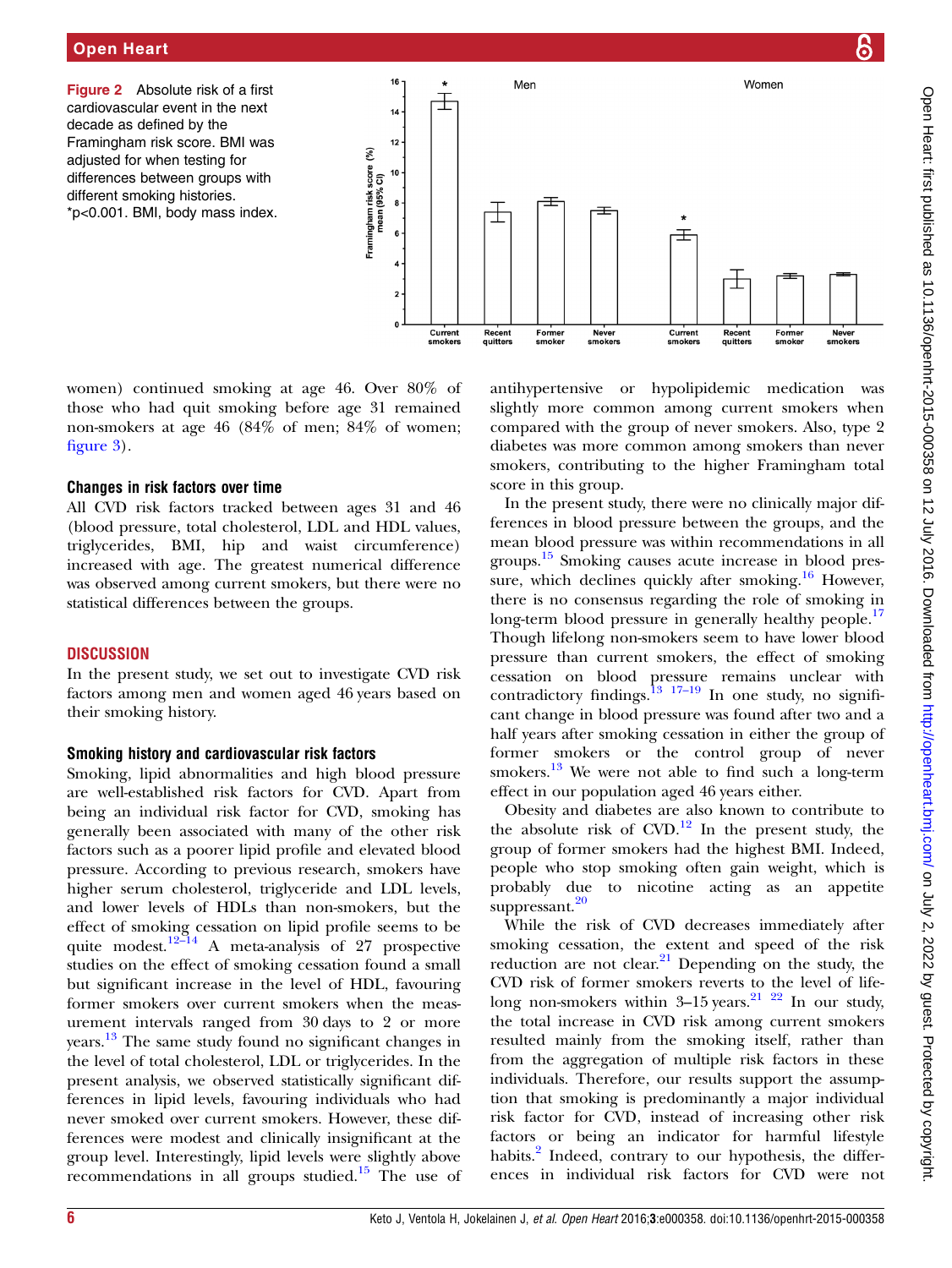Figure 2 Absolute risk of a first cardiovascular event in the next decade as defined by the Framingham risk score. BMI was adjusted for when testing for differences between groups with different smoking histories. *p<0.001. BMI, body mass index.

women) continued smoking at age 46. Over 80% of those who had quit smoking before age 31 remained non-smokers at age 46 (84% of men; 84% of women; figure 3).

### Changes in risk factors over time

All CVD risk factors tracked between ages 31 and 46 (blood pressure, total cholesterol, LDL and HDL values, triglycerides, BMI, hip and waist circumference) increased with age. The greatest numerical difference was observed among current smokers, but there were no statistical differences between the groups.

## DISCUSSION

In the present study, we set out to investigate CVD risk factors among men and women aged 46 years based on their smoking history.

### Smoking history and cardiovascular risk factors

Smoking, lipid abnormalities and high blood pressure are well-established risk factors for CVD. Apart from being an individual risk factor for CVD, smoking has generally been associated with many of the other risk factors such as a poorer lipid profile and elevated blood pressure. According to previous research, smokers have higher serum cholesterol, triglyceride and LDL levels, and lower levels of HDLs than non-smokers, but the effect of smoking cessation on lipid profile seems to be quite modest.[12–14] A meta-analysis of 27 prospective studies on the effect of smoking cessation found a small but significant increase in the level of HDL, favouring former smokers over current smokers when the measurement intervals ranged from 30 days to 2 or more years.[13] The same study found no significant changes in the level of total cholesterol, LDL or triglycerides. In the present analysis, we observed statistically significant differences in lipid levels, favouring individuals who had never smoked over current smokers. However, these differences were modest and clinically insignificant at the group level. Interestingly, lipid levels were slightly above recommendations in all groups studied.[15] The use of antihypertensive or hypolipidemic medication was slightly more common among current smokers when compared with the group of never smokers. Also, type 2 diabetes was more common among smokers than never smokers, contributing to the higher Framingham total score in this group.

In the present study, there were no clinically major differences in blood pressure between the groups, and the mean blood pressure was within recommendations in all groups.[15] Smoking causes acute increase in blood pressure, which declines quickly after smoking.[16] However, there is no consensus regarding the role of smoking in long-term blood pressure in generally healthy people.[17] Though lifelong non-smokers seem to have lower blood pressure than current smokers, the effect of smoking cessation on blood pressure remains unclear with contradictory findings.[13 17–19] In one study, no significant change in blood pressure was found after two and a half years after smoking cessation in either the group of former smokers or the control group of never smokers.[13] We were not able to find such a long-term effect in our population aged 46 years either.

Obesity and diabetes are also known to contribute to the absolute risk of CVD.[12] In the present study, the group of former smokers had the highest BMI. Indeed, people who stop smoking often gain weight, which is probably due to nicotine acting as an appetite suppressant.[20]

While the risk of CVD decreases immediately after smoking cessation, the extent and speed of the risk reduction are not clear.[21] Depending on the study, the CVD risk of former smokers reverts to the level of lifelong non-smokers within 3–15 years.[21 22] In our study, the total increase in CVD risk among current smokers resulted mainly from the smoking itself, rather than from the aggregation of multiple risk factors in these individuals. Therefore, our results support the assumption that smoking is predominantly a major individual risk factor for CVD, instead of increasing other risk factors or being an indicator for harmful lifestyle habits.[2] Indeed, contrary to our hypothesis, the differences in individual risk factors for CVD were not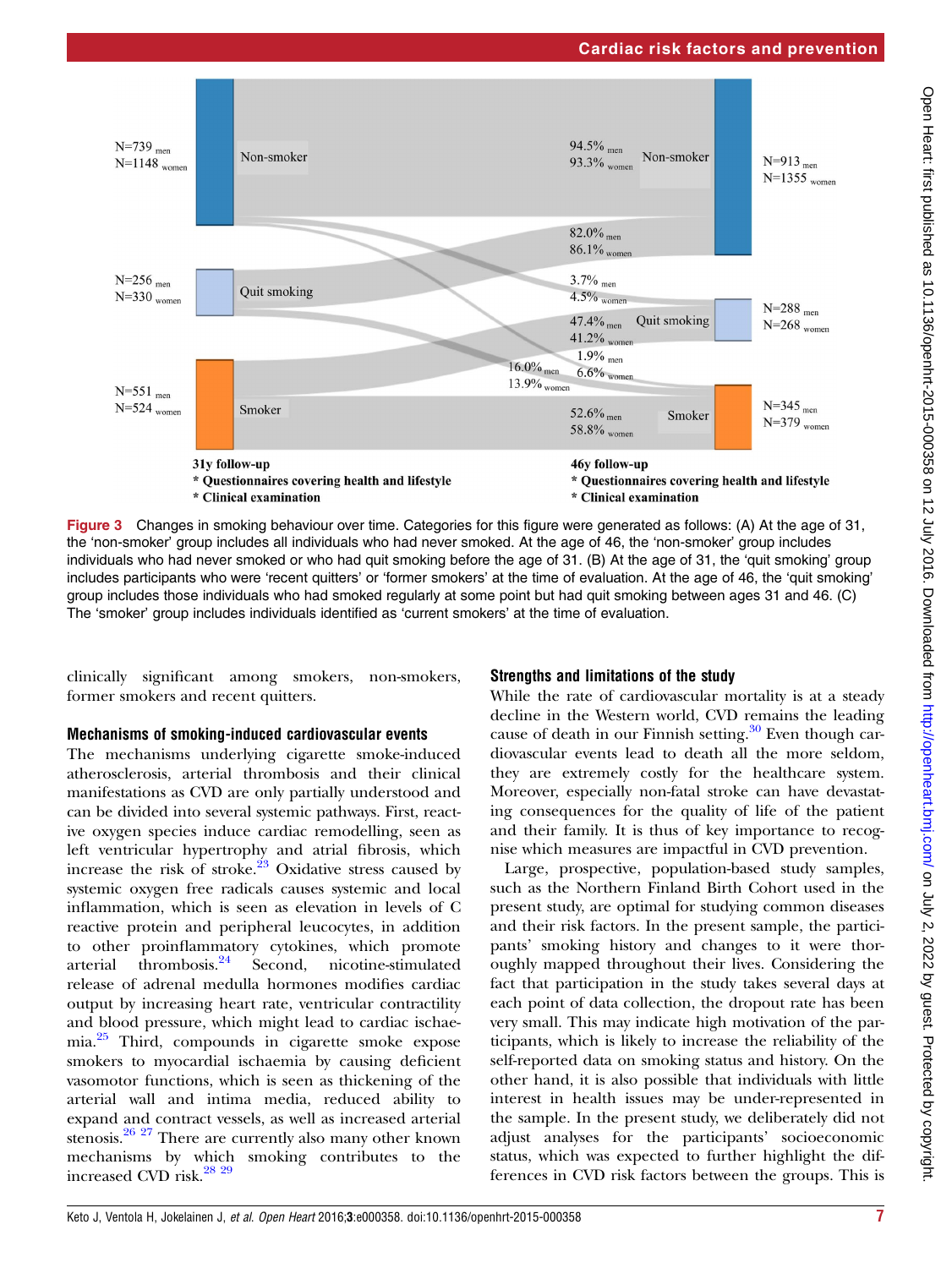Figure 3 Changes in smoking behaviour over time. Categories for this figure were generated as follows: (A) At the age of 31, the 'non-smoker' group includes all individuals who had never smoked. At the age of 46, the 'non-smoker' group includes individuals who had never smoked or who had quit smoking before the age of 31. (B) At the age of 31, the 'quit smoking' group includes participants who were 'recent quitters' or 'former smokers' at the time of evaluation. At the age of 46, the 'quit smoking' group includes those individuals who had smoked regularly at some point but had quit smoking between ages 31 and 46. (C) The 'smoker' group includes individuals identified as 'current smokers' at the time of evaluation.

clinically significant among smokers, non-smokers, former smokers and recent quitters.

### Mechanisms of smoking-induced cardiovascular events

The mechanisms underlying cigarette smoke-induced atherosclerosis, arterial thrombosis and their clinical manifestations as CVD are only partially understood and can be divided into several systemic pathways. First, reactive oxygen species induce cardiac remodelling, seen as left ventricular hypertrophy and atrial fibrosis, which increase the risk of stroke.[23] Oxidative stress caused by systemic oxygen free radicals causes systemic and local inflammation, which is seen as elevation in levels of C reactive protein and peripheral leucocytes, in addition to other proinflammatory cytokines, which promote arterial thrombosis.[24] Second, nicotine-stimulated release of adrenal medulla hormones modifies cardiac output by increasing heart rate, ventricular contractility and blood pressure, which might lead to cardiac ischaemia.[25] Third, compounds in cigarette smoke expose smokers to myocardial ischaemia by causing deficient vasomotor functions, which is seen as thickening of the arterial wall and intima media, reduced ability to expand and contract vessels, as well as increased arterial stenosis.[26 27] There are currently also many other known mechanisms by which smoking contributes to the increased CVD risk.[28 29]

### Strengths and limitations of the study

While the rate of cardiovascular mortality is at a steady decline in the Western world, CVD remains the leading cause of death in our Finnish setting.[30] Even though cardiovascular events lead to death all the more seldom, they are extremely costly for the healthcare system. Moreover, especially non-fatal stroke can have devastating consequences for the quality of life of the patient and their family. It is thus of key importance to recognise which measures are impactful in CVD prevention.

Large, prospective, population-based study samples, such as the Northern Finland Birth Cohort used in the present study, are optimal for studying common diseases and their risk factors. In the present sample, the participants' smoking history and changes to it were thoroughly mapped throughout their lives. Considering the fact that participation in the study takes several days at each point of data collection, the dropout rate has been very small. This may indicate high motivation of the participants, which is likely to increase the reliability of the self-reported data on smoking status and history. On the other hand, it is also possible that individuals with little interest in health issues may be under-represented in the sample. In the present study, we deliberately did not adjust analyses for the participants' socioeconomic status, which was expected to further highlight the differences in CVD risk factors between the groups. This is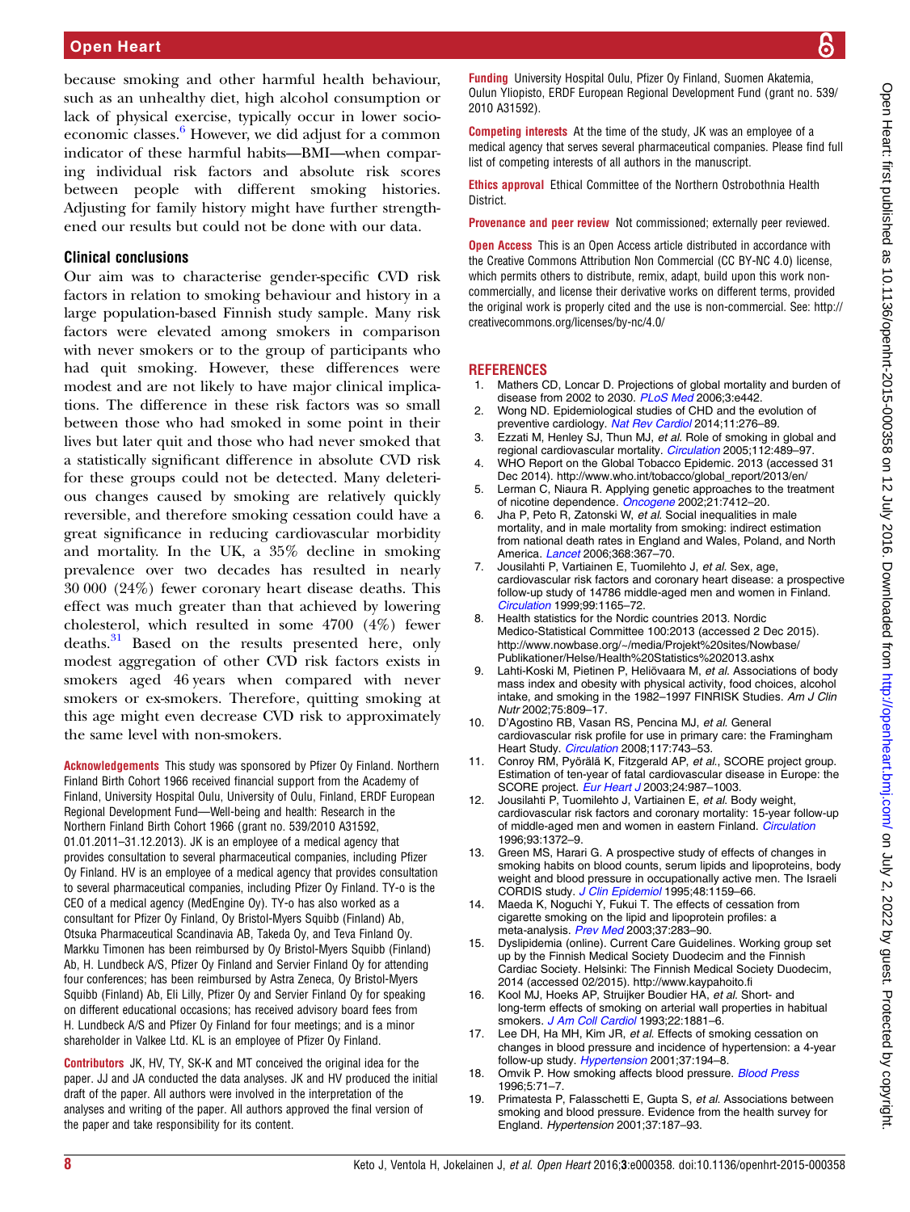because smoking and other harmful health behaviour, such as an unhealthy diet, high alcohol consumption or lack of physical exercise, typically occur in lower socioeconomic classes.[6] However, we did adjust for a common indicator of these harmful habits—BMI—when comparing individual risk factors and absolute risk scores between people with different smoking histories. Adjusting for family history might have further strengthened our results but could not be done with our data.

## Clinical conclusions

Our aim was to characterise gender-specific CVD risk factors in relation to smoking behaviour and history in a large population-based Finnish study sample. Many risk factors were elevated among smokers in comparison with never smokers or to the group of participants who had quit smoking. However, these differences were modest and are not likely to have major clinical implications. The difference in these risk factors was so small between those who had smoked in some point in their lives but later quit and those who had never smoked that a statistically significant difference in absolute CVD risk for these groups could not be detected. Many deleterious changes caused by smoking are relatively quickly reversible, and therefore smoking cessation could have a great significance in reducing cardiovascular morbidity and mortality. In the UK, a 35% decline in smoking prevalence over two decades has resulted in nearly 30 000 (24%) fewer coronary heart disease deaths. This effect was much greater than that achieved by lowering cholesterol, which resulted in some 4700 (4%) fewer deaths.[31] Based on the results presented here, only modest aggregation of other CVD risk factors exists in smokers aged 46 years when compared with never smokers or ex-smokers. Therefore, quitting smoking at this age might even decrease CVD risk to approximately the same level with non-smokers.

**Acknowledgements** This study was sponsored by Pfizer Oy Finland. Northern Finland Birth Cohort 1966 received financial support from the Academy of Finland, University Hospital Oulu, University of Oulu, Finland, ERDF European Regional Development Fund—Well-being and health: Research in the Northern Finland Birth Cohort 1966 (grant no. 539/2010 A31592, 01.01.2011–31.12.2013). JK is an employee of a medical agency that provides consultation to several pharmaceutical companies, including Pfizer Oy Finland. HV is an employee of a medical agency that provides consultation to several pharmaceutical companies, including Pfizer Oy Finland. TY-o is the CEO of a medical agency (MedEngine Oy). TY-o has also worked as a consultant for Pfizer Oy Finland, Oy Bristol-Myers Squibb (Finland) Ab, Otsuka Pharmaceutical Scandinavia AB, Takeda Oy, and Teva Finland Oy. Markku Timonen has been reimbursed by Oy Bristol-Myers Squibb (Finland) Ab, H. Lundbeck A/S, Pfizer Oy Finland and Servier Finland Oy for attending four conferences; has been reimbursed by Astra Zeneca, Oy Bristol-Myers Squibb (Finland) Ab, Eli Lilly, Pfizer Oy and Servier Finland Oy for speaking on different educational occasions; has received advisory board fees from H. Lundbeck A/S and Pfizer Oy Finland for four meetings; and is a minor shareholder in Valkee Ltd. KL is an employee of Pfizer Oy Finland.

**Contributors** JK, HV, TY, SK-K and MT conceived the original idea for the paper. JJ and JA conducted the data analyses. JK and HV produced the initial draft of the paper. All authors were involved in the interpretation of the analyses and writing of the paper. All authors approved the final version of the paper and take responsibility for its content.

**Funding** University Hospital Oulu, Pfizer Oy Finland, Suomen Akatemia, Oulun Yliopisto, ERDF European Regional Development Fund (grant no. 539/2010 A31592).

**Competing interests** At the time of the study, JK was an employee of a medical agency that serves several pharmaceutical companies. Please find full list of competing interests of all authors in the manuscript.

**Ethics approval** Ethical Committee of the Northern Ostrobothnia Health District.

**Provenance and peer review** Not commissioned; externally peer reviewed.

**Open Access** This is an Open Access article distributed in accordance with the Creative Commons Attribution Non Commercial (CC BY-NC 4.0) license, which permits others to distribute, remix, adapt, build upon this work non-commercially, and license their derivative works on different terms, provided the original work is properly cited and the use is non-commercial. See: http://creativecommons.org/licenses/by-nc/4.0/

## REFERENCES

1. Mathers CD, Loncar D. Projections of global mortality and burden of disease from 2002 to 2030. *PLoS Med* 2006;3:e442.
2. Wong ND. Epidemiological studies of CHD and the evolution of preventive cardiology. *Nat Rev Cardiol* 2014;11:276–89.
3. Ezzati M, Henley SJ, Thun MJ, *et al*. Role of smoking in global and regional cardiovascular mortality. *Circulation* 2005;112:489–97.
4. WHO Report on the Global Tobacco Epidemic. 2013 (accessed 31 Dec 2014). http://www.who.int/tobacco/global_report/2013/en/
5. Lerman C, Niaura R. Applying genetic approaches to the treatment of nicotine dependence. *Oncogene* 2002;21:7412–20.
6. Jha P, Peto R, Zatonski W, *et al*. Social inequalities in male mortality, and in male mortality from smoking: indirect estimation from national death rates in England and Wales, Poland, and North America. *Lancet* 2006;368:367–70.
7. Jousilahti P, Vartiainen E, Tuomilehto J, *et al*. Sex, age, cardiovascular risk factors and coronary heart disease: a prospective follow-up study of 14786 middle-aged men and women in Finland. *Circulation* 1999;99:1165–72.
8. Health statistics for the Nordic countries 2013. Nordic Medico-Statistical Committee 100:2013 (accessed 2 Dec 2015). http://www.nowbase.org/~/media/Projekt%20sites/Nowbase/Publikationer/Helse/Health%20Statistics%202013.ashx
9. Lahti-Koski M, Pietinen P, Heliövaara M, *et al*. Associations of body mass index and obesity with physical activity, food choices, alcohol intake, and smoking in the 1982–1997 FINRISK Studies. *Am J Clin Nutr* 2002;75:809–17.
10. D'Agostino RB, Vasan RS, Pencina MJ, *et al*. General cardiovascular risk profile for use in primary care: the Framingham Heart Study. *Circulation* 2008;117:743–53.
11. Conroy RM, Pyörälä K, Fitzgerald AP, *et al*., SCORE project group. Estimation of ten-year of fatal cardiovascular disease in Europe: the SCORE project. *Eur Heart J* 2003;24:987–1003.
12. Jousilahti P, Tuomilehto J, Vartiainen E, *et al*. Body weight, cardiovascular risk factors and coronary mortality: 15-year follow-up of middle-aged men and women in eastern Finland. *Circulation* 1996;93:1372–9.
13. Green MS, Harari G. A prospective study of effects of changes in smoking habits on blood counts, serum lipids and lipoproteins, body weight and blood pressure in occupationally active men. The Israeli CORDIS study. *J Clin Epidemiol* 1995;48:1159–66.
14. Maeda K, Noguchi Y, Fukui T. The effects of cessation from cigarette smoking on the lipid and lipoprotein profiles: a meta-analysis. *Prev Med* 2003;37:283–90.
15. Dyslipidemia (online). Current Care Guidelines. Working group set up by the Finnish Medical Society Duodecim and the Finnish Cardiac Society. Helsinki: The Finnish Medical Society Duodecim, 2014 (accessed 02/2015). http://www.kaypahoito.fi
16. Kool MJ, Hoeks AP, Struijker Boudier HA, *et al*. Short- and long-term effects of smoking on arterial wall properties in habitual smokers. *J Am Coll Cardiol* 1993;22:1881–6.
17. Lee DH, Ha MH, Kim JR, *et al*. Effects of smoking cessation on changes in blood pressure and incidence of hypertension: a 4-year follow-up study. *Hypertension* 2001;37:194–8.
18. Omvik P. How smoking affects blood pressure. *Blood Press* 1996;5:71–7.
19. Primatesta P, Falaschetti E, Gupta S, *et al*. Associations between smoking and blood pressure. Evidence from the health survey for England. *Hypertension* 2001;37:187–93.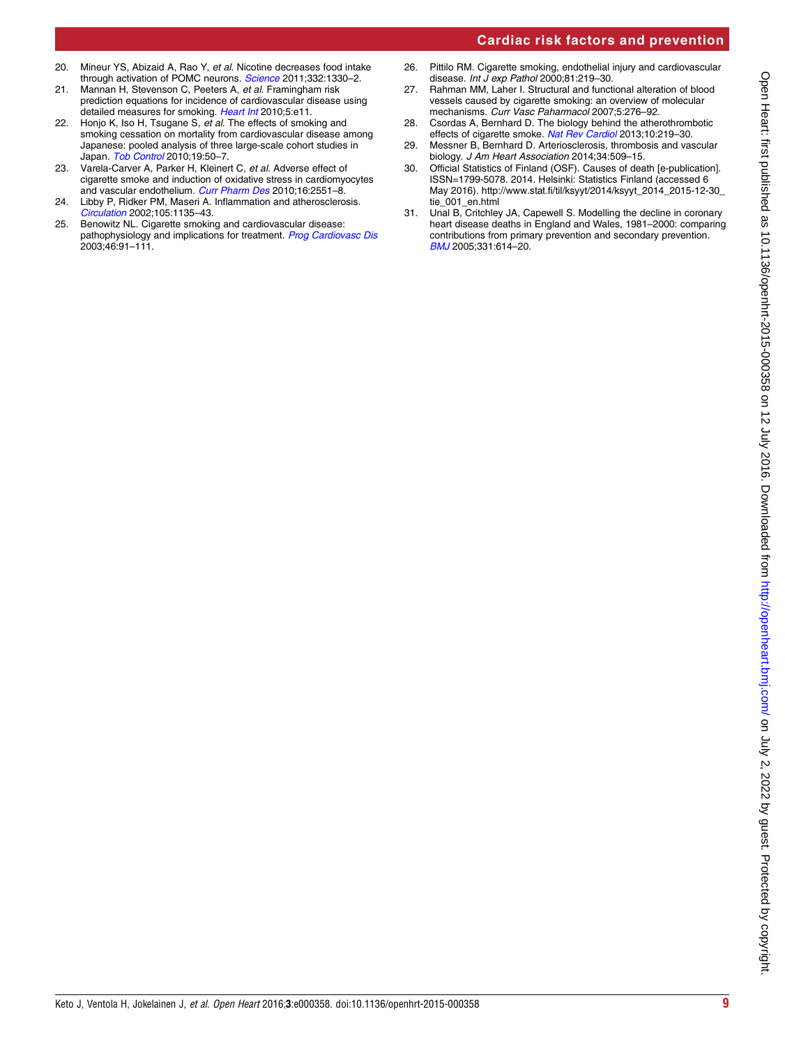20. Mineur YS, Abizaid A, Rao Y, *et al*. Nicotine decreases food intake through activation of POMC neurons. *Science* 2011;332:1330–2.
21. Mannan H, Stevenson C, Peeters A, *et al*. Framingham risk prediction equations for incidence of cardiovascular disease using detailed measures for smoking. *Heart Int* 2010;5:e11.
22. Honjo K, Iso H, Tsugane S, *et al*. The effects of smoking and smoking cessation on mortality from cardiovascular disease among Japanese: pooled analysis of three large-scale cohort studies in Japan. *Tob Control* 2010;19:50–7.
23. Varela-Carver A, Parker H, Kleinert C, *et al*. Adverse effect of cigarette smoke and induction of oxidative stress in cardiomyocytes and vascular endothelium. *Curr Pharm Des* 2010;16:2551–8.
24. Libby P, Ridker PM, Maseri A. Inflammation and atherosclerosis. *Circulation* 2002;105:1135–43.
25. Benowitz NL. Cigarette smoking and cardiovascular disease: pathophysiology and implications for treatment. *Prog Cardiovasc Dis* 2003;46:91–111.
26. Pittilo RM. Cigarette smoking, endothelial injury and cardiovascular disease. *Int J exp Pathol* 2000;81:219–30.
27. Rahman MM, Laher I. Structural and functional alteration of blood vessels caused by cigarette smoking: an overview of molecular mechanisms. *Curr Vasc Paharmacol* 2007;5:276–92.
28. Csordas A, Bernhard D. The biology behind the atherothrombotic effects of cigarette smoke. *Nat Rev Cardiol* 2013;10:219–30.
29. Messner B, Bernhard D. Arteriosclerosis, thrombosis and vascular biology. *J Am Heart Association* 2014;34:509–15.
30. Official Statistics of Finland (OSF). Causes of death [e-publication]. ISSN=1799-5078. 2014. Helsinki: Statistics Finland (accessed 6 May 2016). http://www.stat.fi/til/ksyyt/2014/ksyyt_2014_2015-12-30_tie_001_en.html
31. Unal B, Critchley JA, Capewell S. Modelling the decline in coronary heart disease deaths in England and Wales, 1981–2000: comparing contributions from primary prevention and secondary prevention. *BMJ* 2005;331:614–20.